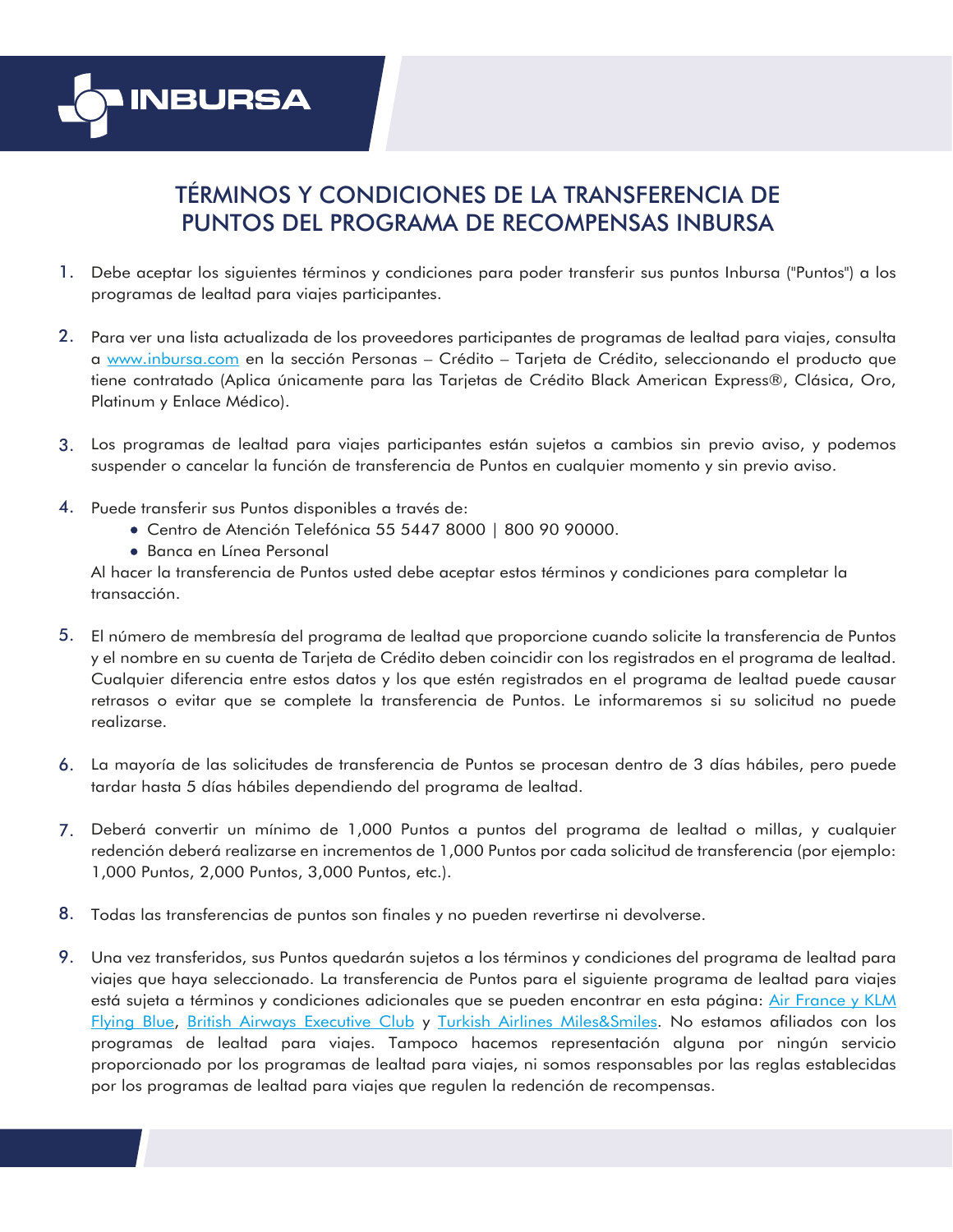# TÉRMINOS Y CONDICIONES DE LA TRANSFERENCIA DE PUNTOS DEL PROGRAMA DE RECOMPENSAS INBURSA

1. Debe aceptar los siguientes términos y condiciones para poder transferir sus puntos Inbursa ("Puntos") a los programas de lealtad para viajes participantes.

2. Para ver una lista actualizada de los proveedores participantes de programas de lealtad para viajes, consulta a [www.inbursa.com](http://www.inbursa.com) en la sección Personas – Crédito – Tarjeta de Crédito, seleccionando el producto que tiene contratado (Aplica únicamente para las Tarjetas de Crédito Black American Express®, Clásica, Oro, Platinum y Enlace Médico).

3. Los programas de lealtad para viajes participantes están sujetos a cambios sin previo aviso, y podemos suspender o cancelar la función de transferencia de Puntos en cualquier momento y sin previo aviso.

4. Puede transferir sus Puntos disponibles a través de:
   - Centro de Atención Telefónica 55 5447 8000 | 800 90 90000.
   - Banca en Línea Personal

   Al hacer la transferencia de Puntos usted debe aceptar estos términos y condiciones para completar la transacción.

5. El número de membresía del programa de lealtad que proporcione cuando solicite la transferencia de Puntos y el nombre en su cuenta de Tarjeta de Crédito deben coincidir con los registrados en el programa de lealtad. Cualquier diferencia entre estos datos y los que estén registrados en el programa de lealtad puede causar retrasos o evitar que se complete la transferencia de Puntos. Le informaremos si su solicitud no puede realizarse.

6. La mayoría de las solicitudes de transferencia de Puntos se procesan dentro de 3 días hábiles, pero puede tardar hasta 5 días hábiles dependiendo del programa de lealtad.

7. Deberá convertir un mínimo de 1,000 Puntos a puntos del programa de lealtad o millas, y cualquier redención deberá realizarse en incrementos de 1,000 Puntos por cada solicitud de transferencia (por ejemplo: 1,000 Puntos, 2,000 Puntos, 3,000 Puntos, etc.).

8. Todas las transferencias de puntos son finales y no pueden revertirse ni devolverse.

9. Una vez transferidos, sus Puntos quedarán sujetos a los términos y condiciones del programa de lealtad para viajes que haya seleccionado. La transferencia de Puntos para el siguiente programa de lealtad para viajes está sujeta a términos y condiciones adicionales que se pueden encontrar en esta página: Air France y KLM Flying Blue, British Airways Executive Club y Turkish Airlines Miles&Smiles. No estamos afiliados con los programas de lealtad para viajes. Tampoco hacemos representación alguna por ningún servicio proporcionado por los programas de lealtad para viajes, ni somos responsables por las reglas establecidas por los programas de lealtad para viajes que regulen la redención de recompensas.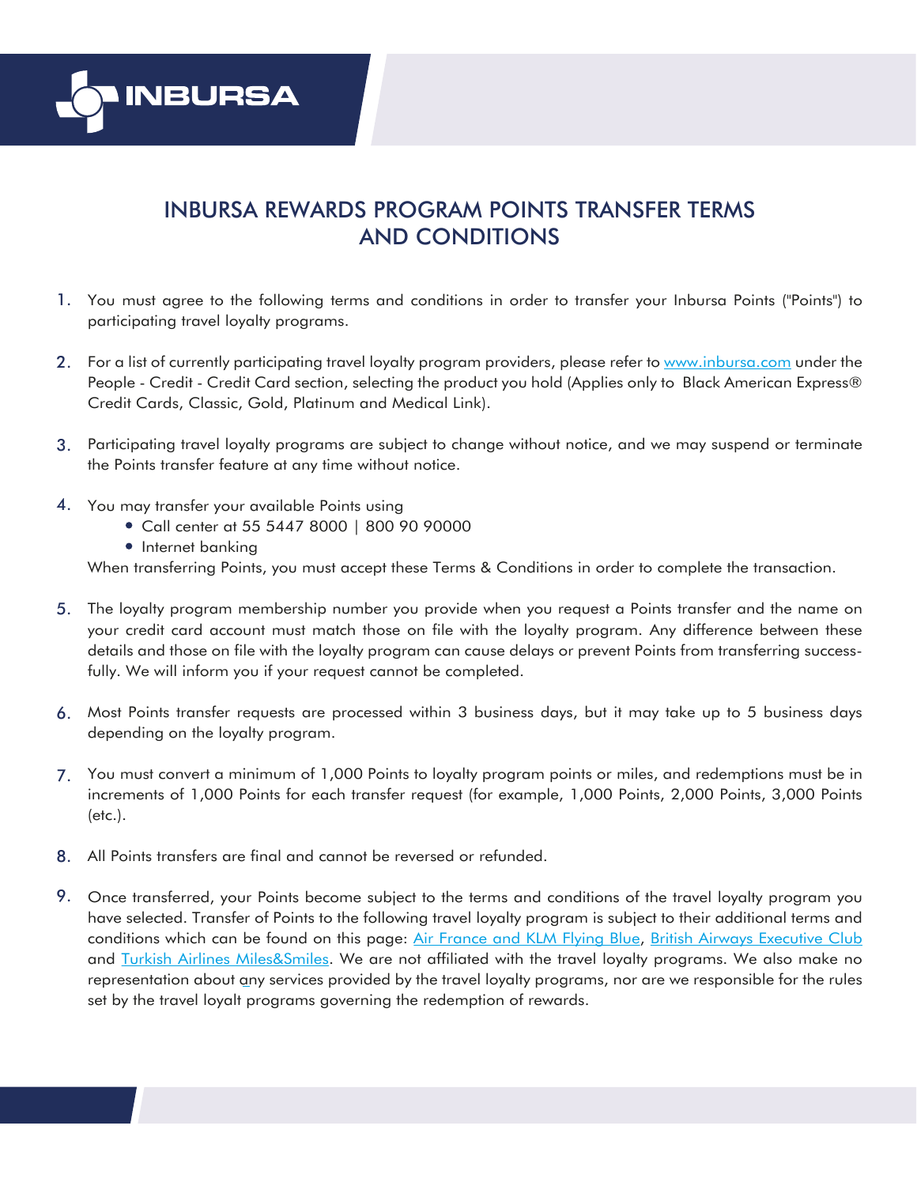# INBURSA REWARDS PROGRAM POINTS TRANSFER TERMS AND CONDITIONS

1. You must agree to the following terms and conditions in order to transfer your Inbursa Points ("Points") to participating travel loyalty programs.

2. For a list of currently participating travel loyalty program providers, please refer to [www.inbursa.com](www.inbursa.com) under the People - Credit - Credit Card section, selecting the product you hold (Applies only to Black American Express® Credit Cards, Classic, Gold, Platinum and Medical Link).

3. Participating travel loyalty programs are subject to change without notice, and we may suspend or terminate the Points transfer feature at any time without notice.

4. You may transfer your available Points using
   - Call center at 55 5447 8000 | 800 90 90000
   - Internet banking

   When transferring Points, you must accept these Terms & Conditions in order to complete the transaction.

5. The loyalty program membership number you provide when you request a Points transfer and the name on your credit card account must match those on file with the loyalty program. Any difference between these details and those on file with the loyalty program can cause delays or prevent Points from transferring successfully. We will inform you if your request cannot be completed.

6. Most Points transfer requests are processed within 3 business days, but it may take up to 5 business days depending on the loyalty program.

7. You must convert a minimum of 1,000 Points to loyalty program points or miles, and redemptions must be in increments of 1,000 Points for each transfer request (for example, 1,000 Points, 2,000 Points, 3,000 Points (etc.).

8. All Points transfers are final and cannot be reversed or refunded.

9. Once transferred, your Points become subject to the terms and conditions of the travel loyalty program you have selected. Transfer of Points to the following travel loyalty program is subject to their additional terms and conditions which can be found on this page: Air France and KLM Flying Blue, British Airways Executive Club and Turkish Airlines Miles&Smiles. We are not affiliated with the travel loyalty programs. We also make no representation about any services provided by the travel loyalty programs, nor are we responsible for the rules set by the travel loyalt programs governing the redemption of rewards.